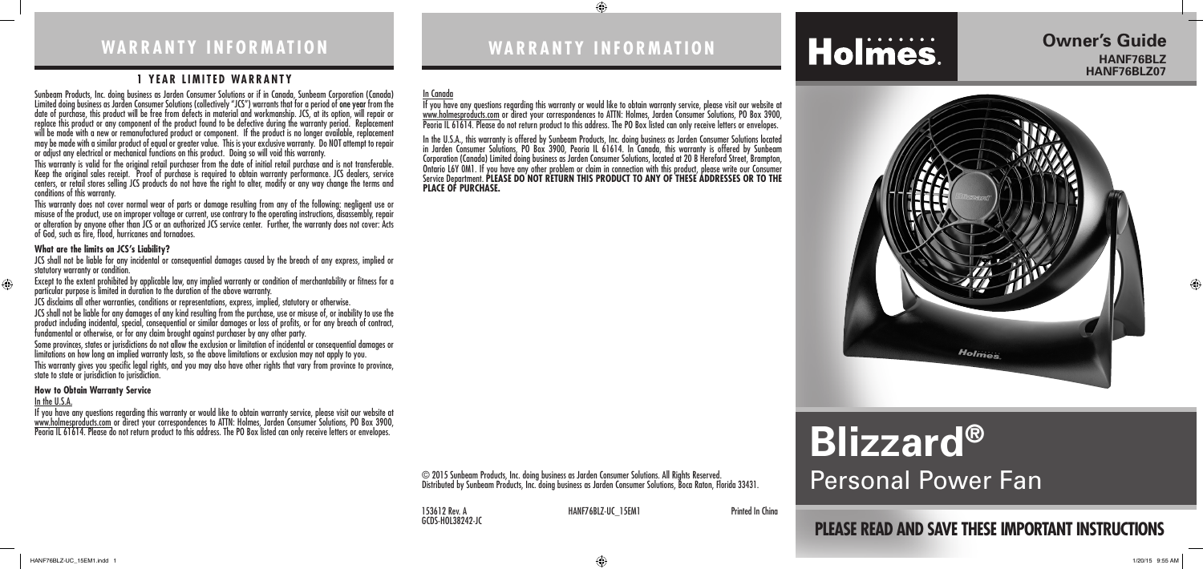# WARRANTY INFORMATION

## 1 YEAR LIMITED WARRANTY

Sunbeam Products, Inc. doing business as Jarden Consumer Solutions or if in Canada, Sunbeam Corporation (Canada) Limited doing business as Jarden Consumer Solutions (collectively "JCS") warrants that for a period of one year from the date of purchase, this product will be free from defects in material and workmanship. JCS, at its option, will repair or replace this product or any component of the product found to be defective during the warranty period. Replacement will be made with a new or remanufactured product or component. If the product is no longer available, replacement may be made with a similar product of equal or greater value. This is your exclusive warranty. Do NOT attempt to repair or adjust any electrical or mechanical functions on this product. Doing so will void this warranty.

This warranty is valid for the original retail purchaser from the date of initial retail purchase and is not transferable. Keep the original sales receipt. Proof of purchase is required to obtain warranty performance. JCS dealers, service centers, or retail stores selling JCS products do not have the right to alter, modify or any way change the terms and conditions of this warranty.

This warranty does not cover normal wear of parts or damage resulting from any of the following: negligent use or misuse of the product, use on improper voltage or current, use contrary to the operating instructions, disassembly, repair or alteration by anyone other than JCS or an authorized JCS service center. Further, the warranty does not cover: Acts of God, such as fire, flood, hurricanes and tornadoes.

### What are the limits on JCS's Liability?

JCS shall not be liable for any incidental or consequential damages caused by the breach of any express, implied or statutory warranty or condition.

Except to the extent prohibited by applicable law, any implied warranty or condition of merchantability or fitness for a particular purpose is limited in duration to the duration of the above warranty.

JCS disclaims all other warranties, conditions or representations, express, implied, statutory or otherwise.

JCS shall not be liable for any damages of any kind resulting from the purchase, use or misuse of, or inability to use the product including incidental, special, consequential or similar damages or loss of profits, or for any breach of contract, fundamental or otherwise, or for any claim brought against purchaser by any other party.

Some provinces, states or jurisdictions do not allow the exclusion or limitation of incidental or consequential damages or limitations on how long an implied warranty lasts, so the above limitations or exclusion may not apply to you.

This warranty gives you specific legal rights, and you may also have other rights that vary from province to province, state to state or jurisdiction to jurisdiction.

### How to Obtain Warranty Service

In the U.S.A.

If you have any questions regarding this warranty or would like to obtain warranty service, please visit our website at www.holmesproducts.com or direct your correspondences to ATTN: Holmes, Jarden Consumer Solutions, PO Box 3900, Peoria IL 61614. Please do not return product to this address. The PO Box listed can only receive letters or envelopes.

# WARRANTY INFORMATION

In Canada

If you have any questions regarding this warranty or would like to obtain warranty service, please visit our website at www.holmesproducts.com or direct your correspondences to ATTN: Holmes, Jarden Consumer Solutions, PO Box 3900, Peoria IL 61614. Please do not return product to this address. The PO Box listed can only receive letters or envelopes.

In the U.S.A., this warranty is offered by Sunbeam Products, Inc. doing business as Jarden Consumer Solutions located in Jarden Consumer Solutions, PO Box 3900, Peoria IL 61614. In Canada, this warranty is offered by Sunbeam Corporation (Canada) Limited doing business as Jarden Consumer Solutions, located at 20 B Hereford Street, Brampton, Ontario L6Y 0M1. If you have any other problem or claim in connection with this product, please write our Consumer Service Department. **PLEASE DO NOT RETURN THIS PRODUCT TO ANY OF THESE ADDRESSES OR TO THE PLACE OF PURCHASE.**

© 2015 Sunbeam Products, Inc. doing business as Jarden Consumer Solutions. All Rights Reserved.
Distributed by Sunbeam Products, Inc. doing business as Jarden Consumer Solutions, Boca Raton, Florida 33431.

153612 Rev. A HANF76BLZ-UC_15EM1 Printed In China
GCDS-HOL38242-JC

# Holmes.

**Owner's Guide**
**HANF76BLZ**
**HANF76BLZ07**

# Blizzard®
## Personal Power Fan

**PLEASE READ AND SAVE THESE IMPORTANT INSTRUCTIONS**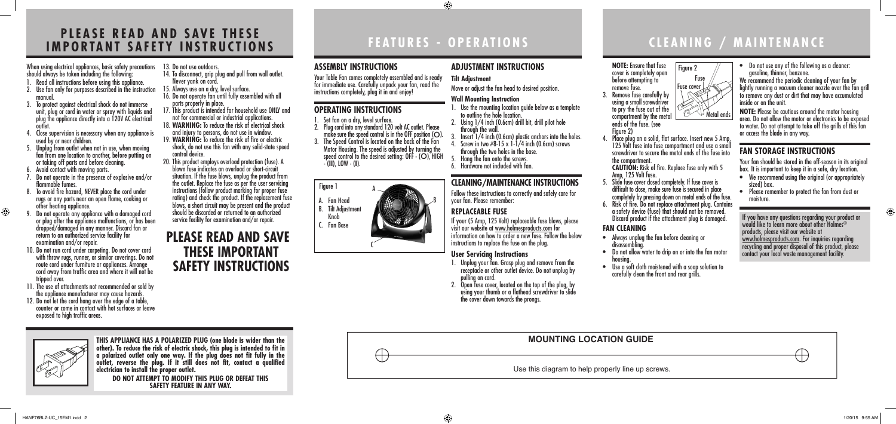# PLEASE READ AND SAVE THESE IMPORTANT SAFETY INSTRUCTIONS

When using electrical appliances, basic safety precautions should always be taken including the following:

1. Read all instructions before using this appliance.
2. Use fan only for purposes described in the instruction manual.
3. To protect against electrical shock do not immerse unit, plug or cord in water or spray with liquids and plug the appliance directly into a 120V AC electrical outlet.
4. Close supervision is necessary when any appliance is used by or near children.
5. Unplug from outlet when not in use, when moving fan from one location to another, before putting on or taking off parts and before cleaning.
6. Avoid contact with moving parts.
7. Do not operate in the presence of explosive and/or flammable fumes.
8. To avoid fire hazard, NEVER place the cord under rugs or any parts near an open flame, cooking or other heating appliance.
9. Do not operate any appliance with a damaged cord or plug after the appliance malfunctions, or has been dropped/damaged in any manner. Discard fan or return to an authorized service facility for examination and/or repair.
10. Do not run cord under carpeting. Do not cover cord with throw rugs, runner, or similar coverings. Do not route cord under furniture or appliances. Arrange cord away from traffic area and where it will not be tripped over.
11. The use of attachments not recommended or sold by the appliance manufacturer may cause hazards.
12. Do not let the cord hang over the edge of a table, counter or come in contact with hot surfaces or leave exposed to high traffic areas.
13. Do not use outdoors.
14. To disconnect, grip plug and pull from wall outlet. Never yank on cord.
15. Always use on a dry, level surface.
16. Do not operate fan until fully assembled with all parts properly in place.
17. This product is intended for household use ONLY and not for commercial or industrial applications.
18. **WARNING:** To reduce the risk of electrical shock and injury to persons, do not use in window.
19. **WARNING:** To reduce the risk of fire or electric shock, do not use this fan with any solid-state speed control device.
20. This product employs overload protection (fuse). A blown fuse indicates an overload or short-circuit situation. If the fuse blows, unplug the product from the outlet. Replace the fuse as per the user servicing instructions (follow product marking for proper fuse rating) and check the product. If the replacement fuse blows, a short circuit may be present and the product should be discarded or returned to an authorized service facility for examination and/or repair.

## PLEASE READ AND SAVE THESE IMPORTANT SAFETY INSTRUCTIONS

**THIS APPLIANCE HAS A POLARIZED PLUG (one blade is wider than the other). To reduce the risk of electric shock, this plug is intended to fit in a polarized outlet only one way. If the plug does not fit fully in the outlet, reverse the plug. If it still does not fit, contact a qualified electrician to install the proper outlet.**

**DO NOT ATTEMPT TO MODIFY THIS PLUG OR DEFEAT THIS SAFETY FEATURE IN ANY WAY.**

# FEATURES - OPERATIONS

## ASSEMBLY INSTRUCTIONS

Your Table Fan comes completely assembled and is ready for immediate use. Carefully unpack your fan, read the instructions completely, plug it in and enjoy!

## OPERATING INSTRUCTIONS

1. Set fan on a dry, level surface.
2. Plug cord into any standard 120 volt AC outlet. Please make sure the speed control is in the OFF position (O).
3. The Speed Control is located on the back of the Fan Motor Housing. The speed is adjusted by turning the speed control to the desired setting: OFF - (O), HIGH - (II), LOW - (I).

Figure 1

A. Fan Head
B. Tilt Adjustment Knob
C. Fan Base

## ADJUSTMENT INSTRUCTIONS

### Tilt Adjustment

Move or adjust the fan head to desired position.

### Wall Mounting Instruction

1. Use the mounting location guide below as a template to outline the hole location.
2. Using 1/4 inch (0.6cm) drill bit, drill pilot hole through the wall.
3. Insert 1/4 inch (0.6cm) plastic anchors into the holes.
4. Screw in two #8-15 x 1-1/4 inch (0.6cm) screws through the two holes in the base.
5. Hang the fan onto the screws.
6. Hardware not included with fan.

## CLEANING/MAINTENANCE INSTRUCTIONS

Follow these instructions to correctly and safely care for your fan. Please remember:

### REPLACEABLE FUSE

If your (5 Amp, 125 Volt) replaceable fuse blows, please visit our website at www.holmesproducts.com for information on how to order a new fuse. Follow the below instructions to replace the fuse on the plug.

### User Servicing Instructions

1. Unplug your fan. Grasp plug and remove from the receptacle or other outlet device. Do not unplug by pulling on cord.
2. Open fuse cover, located on the top of the plug, by using your thumb or a flathead screwdriver to slide the cover down towards the prongs.

# CLEANING / MAINTENANCE

**NOTE:** Ensure that fuse cover is completely open before attempting to remove fuse.

3. Remove fuse carefully by using a small screwdriver to pry the fuse out of the compartment by the metal ends of the fuse. (see Figure 2)
4. Place plug on a solid, flat surface. Insert new 5 Amp, 125 Volt fuse into fuse compartment and use a small screwdriver to secure the metal ends of the fuse into the compartment.
   **CAUTION:** Risk of fire. Replace fuse only with 5 Amp, 125 Volt fuse.
5. Slide fuse cover closed completely. If fuse cover is difficult to close, make sure fuse is secured in place completely by pressing down on metal ends of the fuse.
6. Risk of fire. Do not replace attachment plug. Contains a safety device (fuse) that should not be removed. Discard product if the attachment plug is damaged.

Figure 2

Fuse
Fuse cover
Metal ends

### FAN CLEANING

- Always unplug the fan before cleaning or disassembling.
- Do not allow water to drip on or into the fan motor housing.
- Use a soft cloth moistened with a soap solution to carefully clean the front and rear grills.
- Do not use any of the following as a cleaner: gasoline, thinner, benzene.

We recommend the periodic cleaning of your fan by lightly running a vacuum cleaner nozzle over the fan grill to remove any dust or dirt that may have accumulated inside or on the unit.

**NOTE:** Please be cautious around the motor housing area. Do not allow the motor or electronics to be exposed to water. Do not attempt to take off the grills of this fan or access the blade in any way.

## FAN STORAGE INSTRUCTIONS

Your fan should be stored in the off-season in its original box. It is important to keep it in a safe, dry location.

- We recommend using the original (or appropriately sized) box.
- Please remember to protect the fan from dust or moisture.

If you have any questions regarding your product or would like to learn more about other Holmes® products, please visit our website at www.holmesproducts.com. For inquiries regarding recycling and proper disposal of this product, please contact your local waste management facility.

## MOUNTING LOCATION GUIDE

Use this diagram to help properly line up screws.